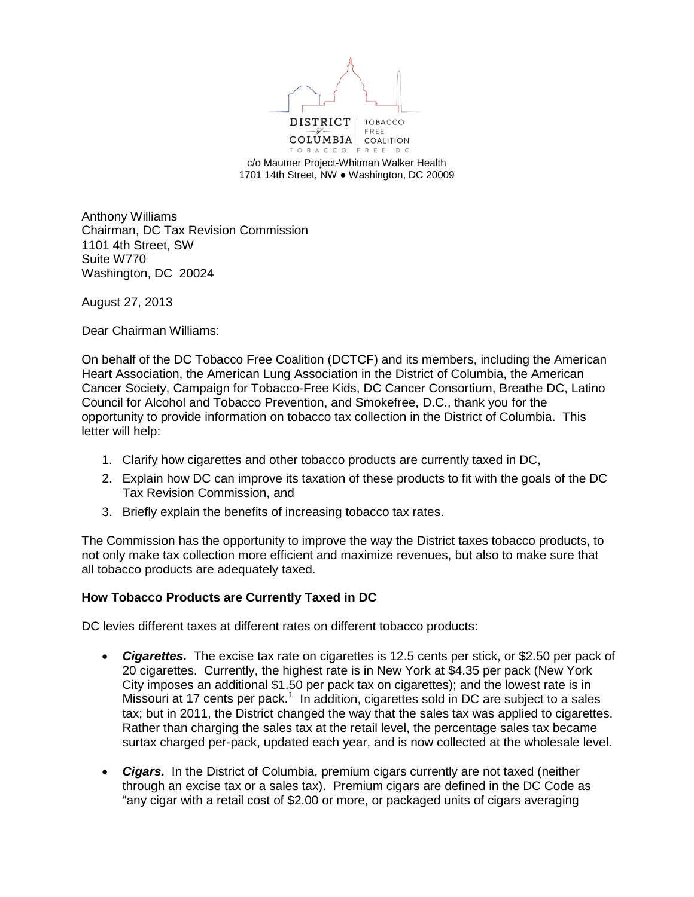DISTRICT of COLUMBIA | TOBACCO FREE COALITION

TOBACCO FREE DC

c/o Mautner Project-Whitman Walker Health
1701 14th Street, NW ● Washington, DC 20009

Anthony Williams
Chairman, DC Tax Revision Commission
1101 4th Street, SW
Suite W770
Washington, DC 20024

August 27, 2013

Dear Chairman Williams:

On behalf of the DC Tobacco Free Coalition (DCTCF) and its members, including the American Heart Association, the American Lung Association in the District of Columbia, the American Cancer Society, Campaign for Tobacco-Free Kids, DC Cancer Consortium, Breathe DC, Latino Council for Alcohol and Tobacco Prevention, and Smokefree, D.C., thank you for the opportunity to provide information on tobacco tax collection in the District of Columbia. This letter will help:

1. Clarify how cigarettes and other tobacco products are currently taxed in DC,
2. Explain how DC can improve its taxation of these products to fit with the goals of the DC Tax Revision Commission, and
3. Briefly explain the benefits of increasing tobacco tax rates.

The Commission has the opportunity to improve the way the District taxes tobacco products, to not only make tax collection more efficient and maximize revenues, but also to make sure that all tobacco products are adequately taxed.

**How Tobacco Products are Currently Taxed in DC**

DC levies different taxes at different rates on different tobacco products:

- ***Cigarettes.*** The excise tax rate on cigarettes is 12.5 cents per stick, or $2.50 per pack of 20 cigarettes. Currently, the highest rate is in New York at $4.35 per pack (New York City imposes an additional $1.50 per pack tax on cigarettes); and the lowest rate is in Missouri at 17 cents per pack.[1] In addition, cigarettes sold in DC are subject to a sales tax; but in 2011, the District changed the way that the sales tax was applied to cigarettes. Rather than charging the sales tax at the retail level, the percentage sales tax became surtax charged per-pack, updated each year, and is now collected at the wholesale level.

- ***Cigars.*** In the District of Columbia, premium cigars currently are not taxed (neither through an excise tax or a sales tax). Premium cigars are defined in the DC Code as "any cigar with a retail cost of $2.00 or more, or packaged units of cigars averaging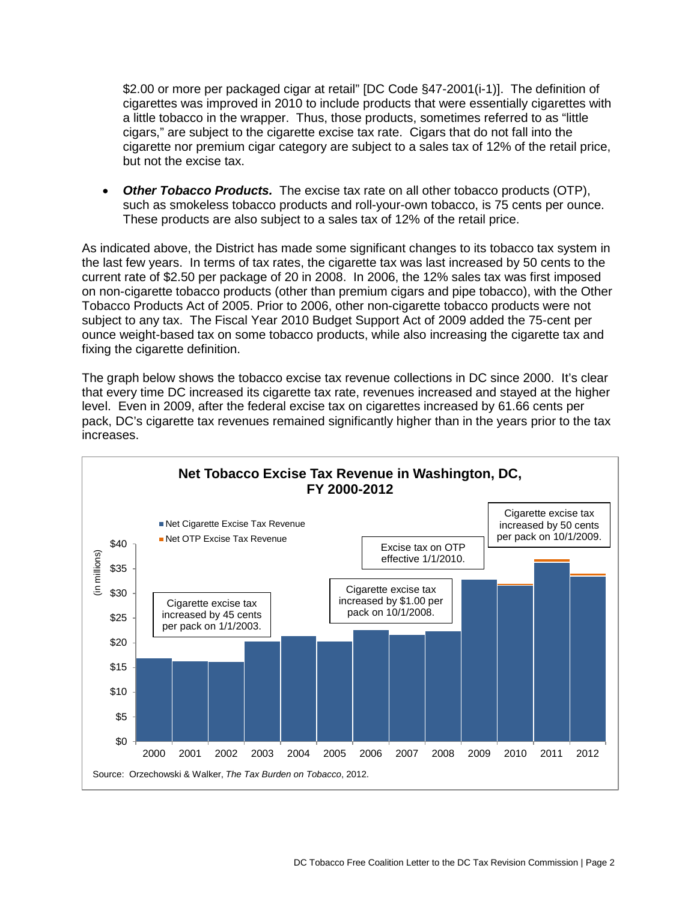$2.00 or more per packaged cigar at retail" [DC Code §47-2001(i-1)]. The definition of cigarettes was improved in 2010 to include products that were essentially cigarettes with a little tobacco in the wrapper. Thus, those products, sometimes referred to as "little cigars," are subject to the cigarette excise tax rate. Cigars that do not fall into the cigarette nor premium cigar category are subject to a sales tax of 12% of the retail price, but not the excise tax.

- ***Other Tobacco Products.*** The excise tax rate on all other tobacco products (OTP), such as smokeless tobacco products and roll-your-own tobacco, is 75 cents per ounce. These products are also subject to a sales tax of 12% of the retail price.

As indicated above, the District has made some significant changes to its tobacco tax system in the last few years. In terms of tax rates, the cigarette tax was last increased by 50 cents to the current rate of $2.50 per package of 20 in 2008. In 2006, the 12% sales tax was first imposed on non-cigarette tobacco products (other than premium cigars and pipe tobacco), with the Other Tobacco Products Act of 2005. Prior to 2006, other non-cigarette tobacco products were not subject to any tax. The Fiscal Year 2010 Budget Support Act of 2009 added the 75-cent per ounce weight-based tax on some tobacco products, while also increasing the cigarette tax and fixing the cigarette definition.

The graph below shows the tobacco excise tax revenue collections in DC since 2000. It's clear that every time DC increased its cigarette tax rate, revenues increased and stayed at the higher level. Even in 2009, after the federal excise tax on cigarettes increased by 61.66 cents per pack, DC's cigarette tax revenues remained significantly higher than in the years prior to the tax increases.

**Net Tobacco Excise Tax Revenue in Washington, DC, FY 2000-2012**

Legend: Net Cigarette Excise Tax Revenue; Net OTP Excise Tax Revenue

Y-axis: (in millions), $0 to $40

Annotations:
- Cigarette excise tax increased by 45 cents per pack on 1/1/2003.
- Cigarette excise tax increased by $1.00 per pack on 10/1/2008.
- Excise tax on OTP effective 1/1/2010.
- Cigarette excise tax increased by 50 cents per pack on 10/1/2009.

Source: Orzechowski & Walker, *The Tax Burden on Tobacco*, 2012.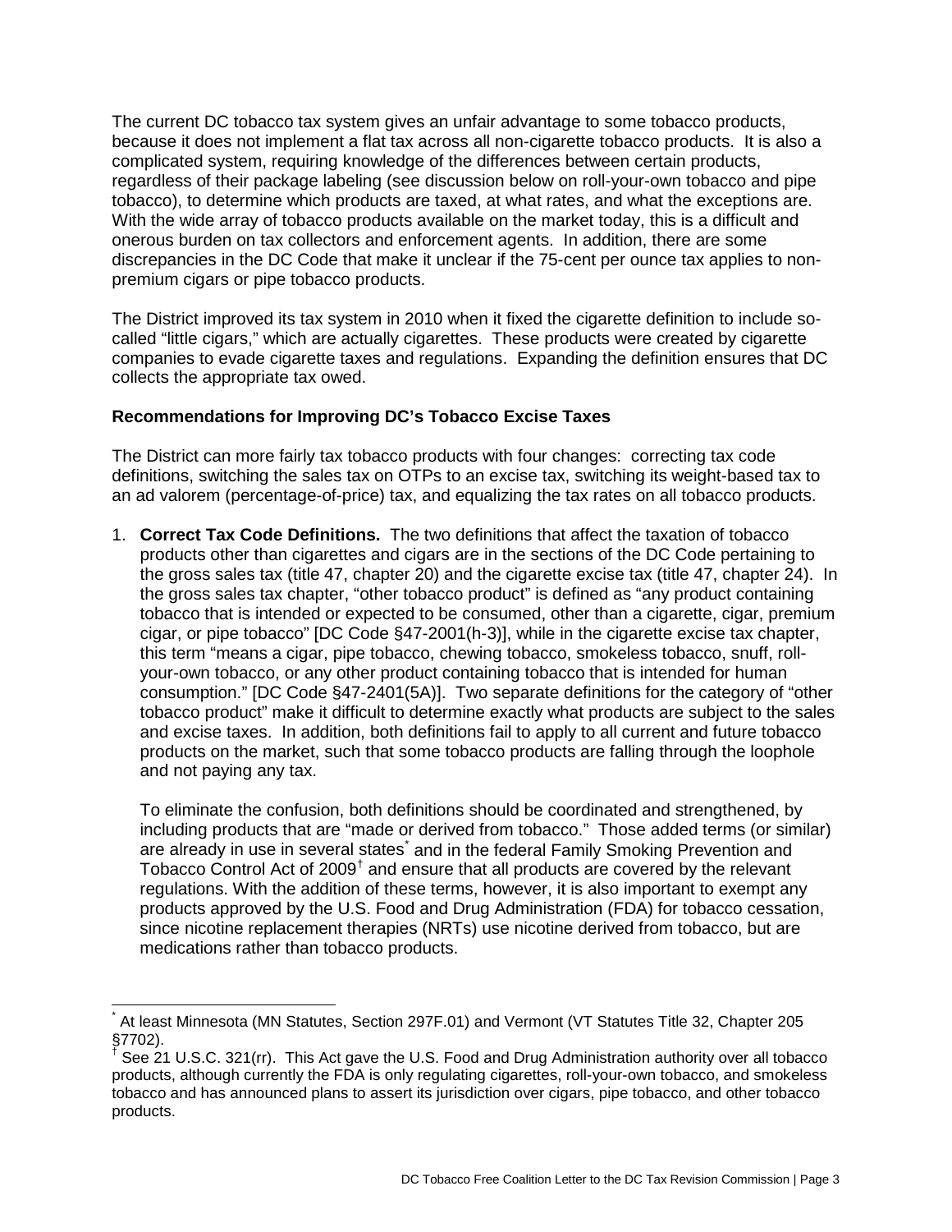The current DC tobacco tax system gives an unfair advantage to some tobacco products, because it does not implement a flat tax across all non-cigarette tobacco products. It is also a complicated system, requiring knowledge of the differences between certain products, regardless of their package labeling (see discussion below on roll-your-own tobacco and pipe tobacco), to determine which products are taxed, at what rates, and what the exceptions are. With the wide array of tobacco products available on the market today, this is a difficult and onerous burden on tax collectors and enforcement agents. In addition, there are some discrepancies in the DC Code that make it unclear if the 75-cent per ounce tax applies to non-premium cigars or pipe tobacco products.

The District improved its tax system in 2010 when it fixed the cigarette definition to include so-called "little cigars," which are actually cigarettes. These products were created by cigarette companies to evade cigarette taxes and regulations. Expanding the definition ensures that DC collects the appropriate tax owed.

**Recommendations for Improving DC's Tobacco Excise Taxes**

The District can more fairly tax tobacco products with four changes: correcting tax code definitions, switching the sales tax on OTPs to an excise tax, switching its weight-based tax to an ad valorem (percentage-of-price) tax, and equalizing the tax rates on all tobacco products.

1. **Correct Tax Code Definitions.** The two definitions that affect the taxation of tobacco products other than cigarettes and cigars are in the sections of the DC Code pertaining to the gross sales tax (title 47, chapter 20) and the cigarette excise tax (title 47, chapter 24). In the gross sales tax chapter, "other tobacco product" is defined as "any product containing tobacco that is intended or expected to be consumed, other than a cigarette, cigar, premium cigar, or pipe tobacco" [DC Code §47-2001(h-3)], while in the cigarette excise tax chapter, this term "means a cigar, pipe tobacco, chewing tobacco, smokeless tobacco, snuff, roll-your-own tobacco, or any other product containing tobacco that is intended for human consumption." [DC Code §47-2401(5A)]. Two separate definitions for the category of "other tobacco product" make it difficult to determine exactly what products are subject to the sales and excise taxes. In addition, both definitions fail to apply to all current and future tobacco products on the market, such that some tobacco products are falling through the loophole and not paying any tax.

   To eliminate the confusion, both definitions should be coordinated and strengthened, by including products that are "made or derived from tobacco." Those added terms (or similar) are already in use in several states[*] and in the federal Family Smoking Prevention and Tobacco Control Act of 2009[†] and ensure that all products are covered by the relevant regulations. With the addition of these terms, however, it is also important to exempt any products approved by the U.S. Food and Drug Administration (FDA) for tobacco cessation, since nicotine replacement therapies (NRTs) use nicotine derived from tobacco, but are medications rather than tobacco products.

---

[*] At least Minnesota (MN Statutes, Section 297F.01) and Vermont (VT Statutes Title 32, Chapter 205 §7702).

[†] See 21 U.S.C. 321(rr). This Act gave the U.S. Food and Drug Administration authority over all tobacco products, although currently the FDA is only regulating cigarettes, roll-your-own tobacco, and smokeless tobacco and has announced plans to assert its jurisdiction over cigars, pipe tobacco, and other tobacco products.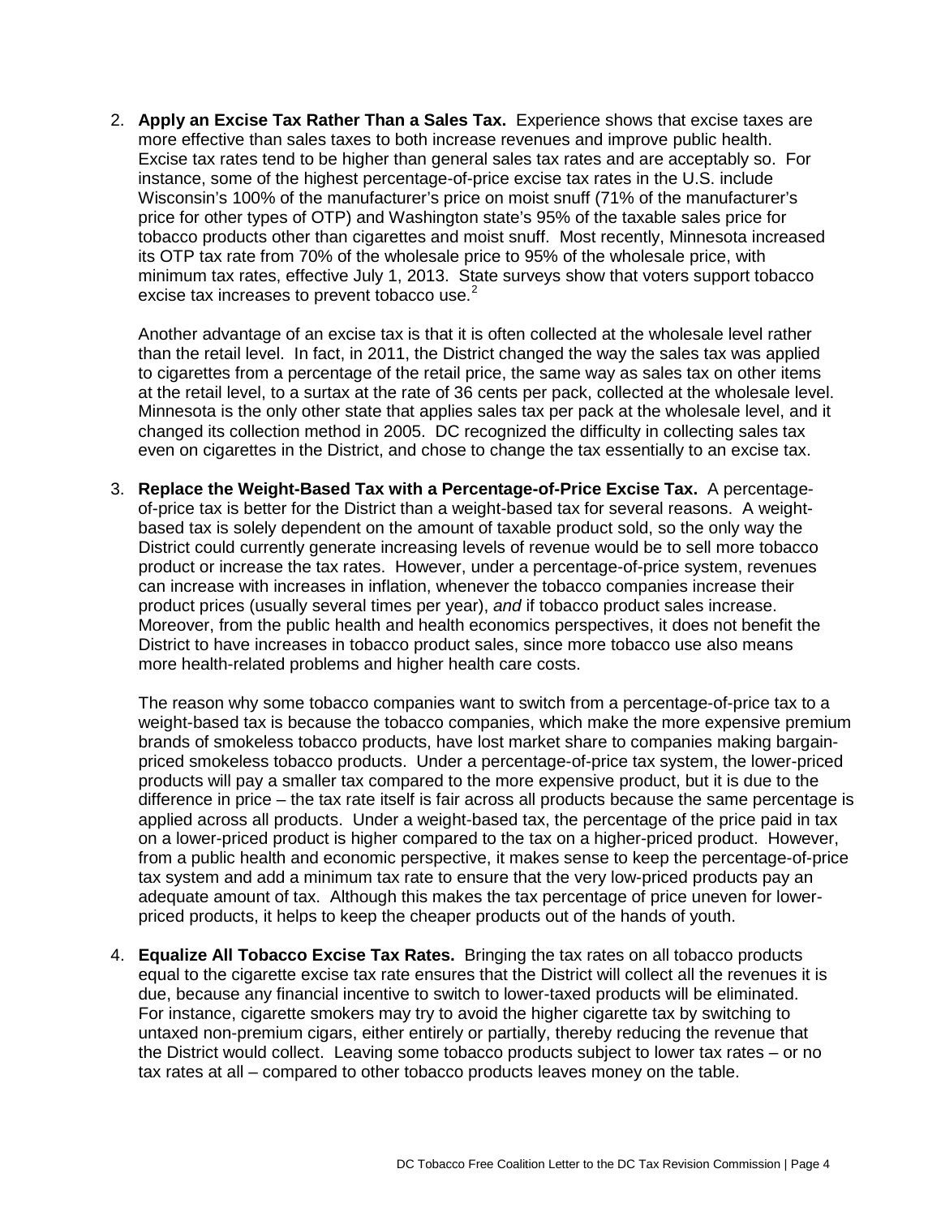2. **Apply an Excise Tax Rather Than a Sales Tax.** Experience shows that excise taxes are more effective than sales taxes to both increase revenues and improve public health. Excise tax rates tend to be higher than general sales tax rates and are acceptably so. For instance, some of the highest percentage-of-price excise tax rates in the U.S. include Wisconsin's 100% of the manufacturer's price on moist snuff (71% of the manufacturer's price for other types of OTP) and Washington state's 95% of the taxable sales price for tobacco products other than cigarettes and moist snuff. Most recently, Minnesota increased its OTP tax rate from 70% of the wholesale price to 95% of the wholesale price, with minimum tax rates, effective July 1, 2013. State surveys show that voters support tobacco excise tax increases to prevent tobacco use.[2]

   Another advantage of an excise tax is that it is often collected at the wholesale level rather than the retail level. In fact, in 2011, the District changed the way the sales tax was applied to cigarettes from a percentage of the retail price, the same way as sales tax on other items at the retail level, to a surtax at the rate of 36 cents per pack, collected at the wholesale level. Minnesota is the only other state that applies sales tax per pack at the wholesale level, and it changed its collection method in 2005. DC recognized the difficulty in collecting sales tax even on cigarettes in the District, and chose to change the tax essentially to an excise tax.

3. **Replace the Weight-Based Tax with a Percentage-of-Price Excise Tax.** A percentage-of-price tax is better for the District than a weight-based tax for several reasons. A weight-based tax is solely dependent on the amount of taxable product sold, so the only way the District could currently generate increasing levels of revenue would be to sell more tobacco product or increase the tax rates. However, under a percentage-of-price system, revenues can increase with increases in inflation, whenever the tobacco companies increase their product prices (usually several times per year), *and* if tobacco product sales increase. Moreover, from the public health and health economics perspectives, it does not benefit the District to have increases in tobacco product sales, since more tobacco use also means more health-related problems and higher health care costs.

   The reason why some tobacco companies want to switch from a percentage-of-price tax to a weight-based tax is because the tobacco companies, which make the more expensive premium brands of smokeless tobacco products, have lost market share to companies making bargain-priced smokeless tobacco products. Under a percentage-of-price tax system, the lower-priced products will pay a smaller tax compared to the more expensive product, but it is due to the difference in price – the tax rate itself is fair across all products because the same percentage is applied across all products. Under a weight-based tax, the percentage of the price paid in tax on a lower-priced product is higher compared to the tax on a higher-priced product. However, from a public health and economic perspective, it makes sense to keep the percentage-of-price tax system and add a minimum tax rate to ensure that the very low-priced products pay an adequate amount of tax. Although this makes the tax percentage of price uneven for lower-priced products, it helps to keep the cheaper products out of the hands of youth.

4. **Equalize All Tobacco Excise Tax Rates.** Bringing the tax rates on all tobacco products equal to the cigarette excise tax rate ensures that the District will collect all the revenues it is due, because any financial incentive to switch to lower-taxed products will be eliminated. For instance, cigarette smokers may try to avoid the higher cigarette tax by switching to untaxed non-premium cigars, either entirely or partially, thereby reducing the revenue that the District would collect. Leaving some tobacco products subject to lower tax rates – or no tax rates at all – compared to other tobacco products leaves money on the table.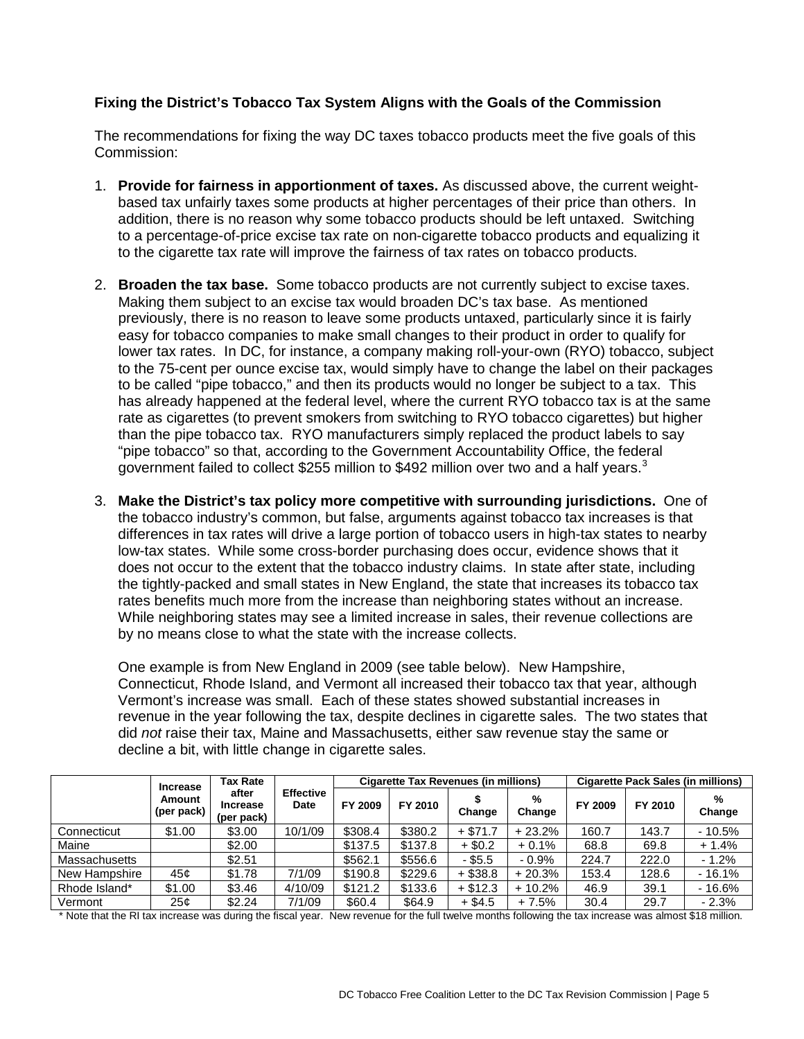### Fixing the District's Tobacco Tax System Aligns with the Goals of the Commission

The recommendations for fixing the way DC taxes tobacco products meet the five goals of this Commission:

1. **Provide for fairness in apportionment of taxes.** As discussed above, the current weight-based tax unfairly taxes some products at higher percentages of their price than others. In addition, there is no reason why some tobacco products should be left untaxed. Switching to a percentage-of-price excise tax rate on non-cigarette tobacco products and equalizing it to the cigarette tax rate will improve the fairness of tax rates on tobacco products.

2. **Broaden the tax base.** Some tobacco products are not currently subject to excise taxes. Making them subject to an excise tax would broaden DC's tax base. As mentioned previously, there is no reason to leave some products untaxed, particularly since it is fairly easy for tobacco companies to make small changes to their product in order to qualify for lower tax rates. In DC, for instance, a company making roll-your-own (RYO) tobacco, subject to the 75-cent per ounce excise tax, would simply have to change the label on their packages to be called "pipe tobacco," and then its products would no longer be subject to a tax. This has already happened at the federal level, where the current RYO tobacco tax is at the same rate as cigarettes (to prevent smokers from switching to RYO tobacco cigarettes) but higher than the pipe tobacco tax. RYO manufacturers simply replaced the product labels to say "pipe tobacco" so that, according to the Government Accountability Office, the federal government failed to collect \$255 million to \$492 million over two and a half years.[3]

3. **Make the District's tax policy more competitive with surrounding jurisdictions.** One of the tobacco industry's common, but false, arguments against tobacco tax increases is that differences in tax rates will drive a large portion of tobacco users in high-tax states to nearby low-tax states. While some cross-border purchasing does occur, evidence shows that it does not occur to the extent that the tobacco industry claims. In state after state, including the tightly-packed and small states in New England, the state that increases its tobacco tax rates benefits much more from the increase than neighboring states without an increase. While neighboring states may see a limited increase in sales, their revenue collections are by no means close to what the state with the increase collects.

   One example is from New England in 2009 (see table below). New Hampshire, Connecticut, Rhode Island, and Vermont all increased their tobacco tax that year, although Vermont's increase was small. Each of these states showed substantial increases in revenue in the year following the tax, despite declines in cigarette sales. The two states that did *not* raise their tax, Maine and Massachusetts, either saw revenue stay the same or decline a bit, with little change in cigarette sales.

| | Increase Amount (per pack) | Tax Rate after Increase (per pack) | Effective Date | Cigarette Tax Revenues (in millions) | | | | Cigarette Pack Sales (in millions) | | |
|---|---|---|---|---|---|---|---|---|---|---|
| | | | | FY 2009 | FY 2010 | $ Change | % Change | FY 2009 | FY 2010 | % Change |
| Connecticut | $1.00 | $3.00 | 10/1/09 | $308.4 | $380.2 | + $71.7 | + 23.2% | 160.7 | 143.7 | - 10.5% |
| Maine | | $2.00 | | $137.5 | $137.8 | + $0.2 | + 0.1% | 68.8 | 69.8 | + 1.4% |
| Massachusetts | | $2.51 | | $562.1 | $556.6 | - $5.5 | - 0.9% | 224.7 | 222.0 | - 1.2% |
| New Hampshire | 45¢ | $1.78 | 7/1/09 | $190.8 | $229.6 | + $38.8 | + 20.3% | 153.4 | 128.6 | - 16.1% |
| Rhode Island* | $1.00 | $3.46 | 4/10/09 | $121.2 | $133.6 | + $12.3 | + 10.2% | 46.9 | 39.1 | - 16.6% |
| Vermont | 25¢ | $2.24 | 7/1/09 | $60.4 | $64.9 | + $4.5 | + 7.5% | 30.4 | 29.7 | - 2.3% |

\* Note that the RI tax increase was during the fiscal year. New revenue for the full twelve months following the tax increase was almost \$18 million.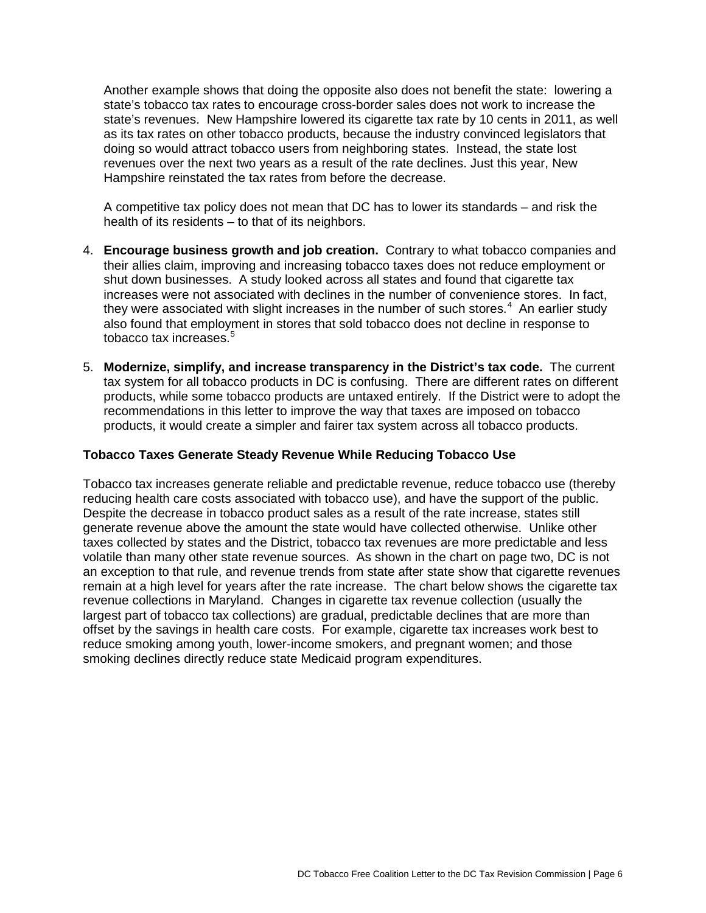Another example shows that doing the opposite also does not benefit the state: lowering a state's tobacco tax rates to encourage cross-border sales does not work to increase the state's revenues. New Hampshire lowered its cigarette tax rate by 10 cents in 2011, as well as its tax rates on other tobacco products, because the industry convinced legislators that doing so would attract tobacco users from neighboring states. Instead, the state lost revenues over the next two years as a result of the rate declines. Just this year, New Hampshire reinstated the tax rates from before the decrease.

A competitive tax policy does not mean that DC has to lower its standards – and risk the health of its residents – to that of its neighbors.

4. **Encourage business growth and job creation.** Contrary to what tobacco companies and their allies claim, improving and increasing tobacco taxes does not reduce employment or shut down businesses. A study looked across all states and found that cigarette tax increases were not associated with declines in the number of convenience stores. In fact, they were associated with slight increases in the number of such stores.[4] An earlier study also found that employment in stores that sold tobacco does not decline in response to tobacco tax increases.[5]

5. **Modernize, simplify, and increase transparency in the District's tax code.** The current tax system for all tobacco products in DC is confusing. There are different rates on different products, while some tobacco products are untaxed entirely. If the District were to adopt the recommendations in this letter to improve the way that taxes are imposed on tobacco products, it would create a simpler and fairer tax system across all tobacco products.

### Tobacco Taxes Generate Steady Revenue While Reducing Tobacco Use

Tobacco tax increases generate reliable and predictable revenue, reduce tobacco use (thereby reducing health care costs associated with tobacco use), and have the support of the public. Despite the decrease in tobacco product sales as a result of the rate increase, states still generate revenue above the amount the state would have collected otherwise. Unlike other taxes collected by states and the District, tobacco tax revenues are more predictable and less volatile than many other state revenue sources. As shown in the chart on page two, DC is not an exception to that rule, and revenue trends from state after state show that cigarette revenues remain at a high level for years after the rate increase. The chart below shows the cigarette tax revenue collections in Maryland. Changes in cigarette tax revenue collection (usually the largest part of tobacco tax collections) are gradual, predictable declines that are more than offset by the savings in health care costs. For example, cigarette tax increases work best to reduce smoking among youth, lower-income smokers, and pregnant women; and those smoking declines directly reduce state Medicaid program expenditures.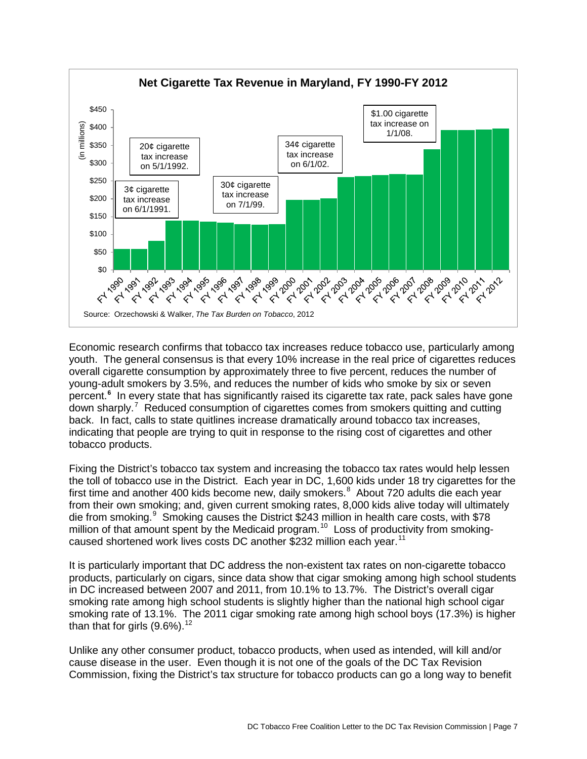**Net Cigarette Tax Revenue in Maryland, FY 1990-FY 2012**

(in millions)

- 3¢ cigarette tax increase on 6/1/1991.
- 20¢ cigarette tax increase on 5/1/1992.
- 30¢ cigarette tax increase on 7/1/99.
- 34¢ cigarette tax increase on 6/1/02.
- $1.00 cigarette tax increase on 1/1/08.

Source: Orzechowski & Walker, *The Tax Burden on Tobacco*, 2012

Economic research confirms that tobacco tax increases reduce tobacco use, particularly among youth. The general consensus is that every 10% increase in the real price of cigarettes reduces overall cigarette consumption by approximately three to five percent, reduces the number of young-adult smokers by 3.5%, and reduces the number of kids who smoke by six or seven percent.[6] In every state that has significantly raised its cigarette tax rate, pack sales have gone down sharply.[7] Reduced consumption of cigarettes comes from smokers quitting and cutting back. In fact, calls to state quitlines increase dramatically around tobacco tax increases, indicating that people are trying to quit in response to the rising cost of cigarettes and other tobacco products.

Fixing the District's tobacco tax system and increasing the tobacco tax rates would help lessen the toll of tobacco use in the District. Each year in DC, 1,600 kids under 18 try cigarettes for the first time and another 400 kids become new, daily smokers.[8] About 720 adults die each year from their own smoking; and, given current smoking rates, 8,000 kids alive today will ultimately die from smoking.[9] Smoking causes the District $243 million in health care costs, with $78 million of that amount spent by the Medicaid program.[10] Loss of productivity from smoking-caused shortened work lives costs DC another $232 million each year.[11]

It is particularly important that DC address the non-existent tax rates on non-cigarette tobacco products, particularly on cigars, since data show that cigar smoking among high school students in DC increased between 2007 and 2011, from 10.1% to 13.7%. The District's overall cigar smoking rate among high school students is slightly higher than the national high school cigar smoking rate of 13.1%. The 2011 cigar smoking rate among high school boys (17.3%) is higher than that for girls (9.6%).[12]

Unlike any other consumer product, tobacco products, when used as intended, will kill and/or cause disease in the user. Even though it is not one of the goals of the DC Tax Revision Commission, fixing the District's tax structure for tobacco products can go a long way to benefit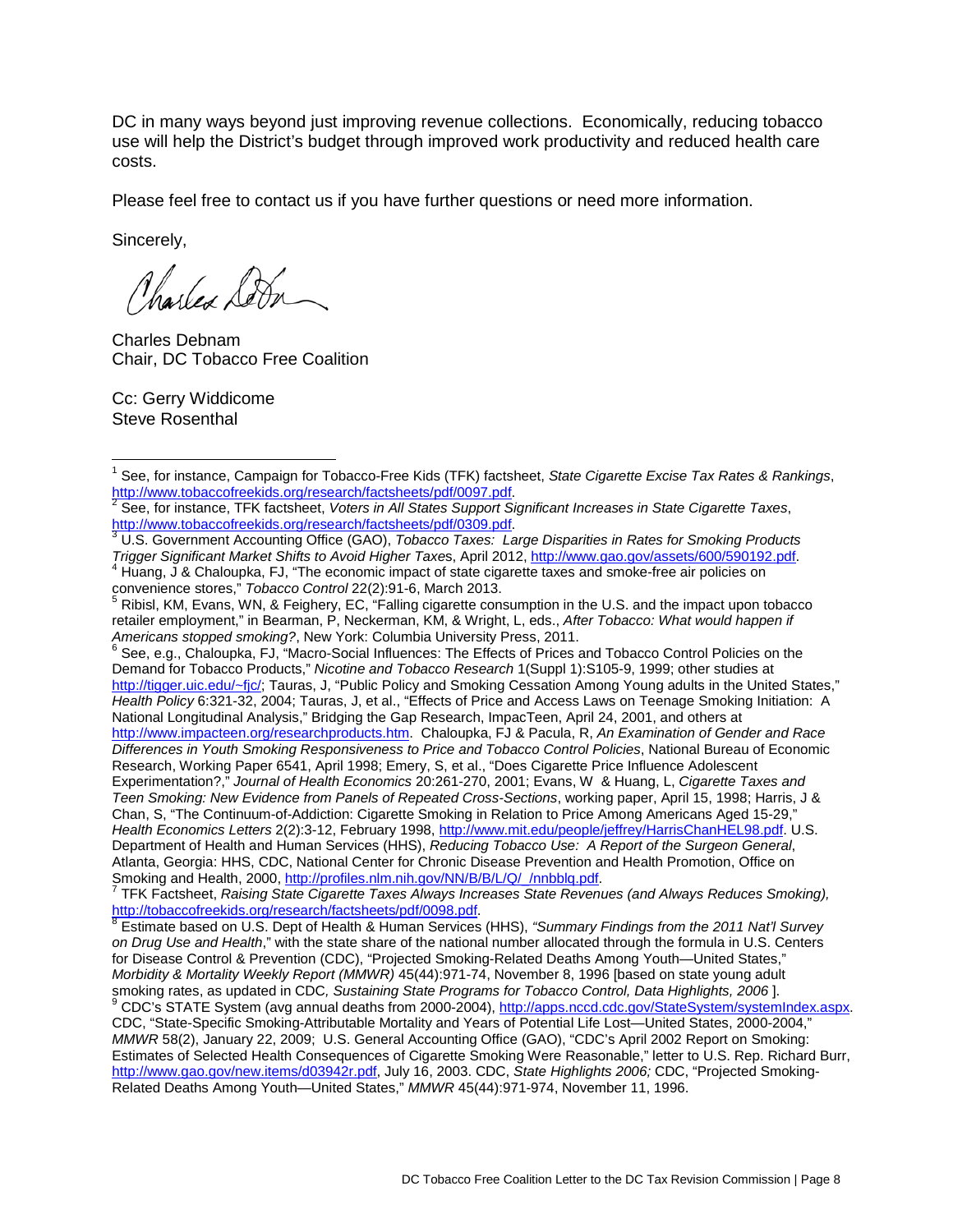DC in many ways beyond just improving revenue collections. Economically, reducing tobacco use will help the District's budget through improved work productivity and reduced health care costs.

Please feel free to contact us if you have further questions or need more information.

Sincerely,

Charles Debnam
Chair, DC Tobacco Free Coalition

Cc: Gerry Widdicome
Steve Rosenthal

---

[1] See, for instance, Campaign for Tobacco-Free Kids (TFK) factsheet, *State Cigarette Excise Tax Rates & Rankings*, http://www.tobaccofreekids.org/research/factsheets/pdf/0097.pdf.

[2] See, for instance, TFK factsheet, *Voters in All States Support Significant Increases in State Cigarette Taxes*, http://www.tobaccofreekids.org/research/factsheets/pdf/0309.pdf.

[3] U.S. Government Accounting Office (GAO), *Tobacco Taxes: Large Disparities in Rates for Smoking Products Trigger Significant Market Shifts to Avoid Higher Taxes*, April 2012, http://www.gao.gov/assets/600/590192.pdf.

[4] Huang, J & Chaloupka, FJ, "The economic impact of state cigarette taxes and smoke-free air policies on convenience stores," *Tobacco Control* 22(2):91-6, March 2013.

[5] Ribisl, KM, Evans, WN, & Feighery, EC, "Falling cigarette consumption in the U.S. and the impact upon tobacco retailer employment," in Bearman, P, Neckerman, KM, & Wright, L, eds., *After Tobacco: What would happen if Americans stopped smoking?*, New York: Columbia University Press, 2011.

[6] See, e.g., Chaloupka, FJ, "Macro-Social Influences: The Effects of Prices and Tobacco Control Policies on the Demand for Tobacco Products," *Nicotine and Tobacco Research* 1(Suppl 1):S105-9, 1999; other studies at http://tigger.uic.edu/~fjc/; Tauras, J, "Public Policy and Smoking Cessation Among Young adults in the United States," *Health Policy* 6:321-32, 2004; Tauras, J, et al., "Effects of Price and Access Laws on Teenage Smoking Initiation: A National Longitudinal Analysis," Bridging the Gap Research, ImpacTeen, April 24, 2001, and others at http://www.impacteen.org/researchproducts.htm. Chaloupka, FJ & Pacula, R, *An Examination of Gender and Race Differences in Youth Smoking Responsiveness to Price and Tobacco Control Policies*, National Bureau of Economic Research, Working Paper 6541, April 1998; Emery, S, et al., "Does Cigarette Price Influence Adolescent Experimentation?," *Journal of Health Economics* 20:261-270, 2001; Evans, W & Huang, L, *Cigarette Taxes and Teen Smoking: New Evidence from Panels of Repeated Cross-Sections*, working paper, April 15, 1998; Harris, J & Chan, S, "The Continuum-of-Addiction: Cigarette Smoking in Relation to Price Among Americans Aged 15-29," *Health Economics Letters* 2(2):3-12, February 1998, http://www.mit.edu/people/jeffrey/HarrisChanHEL98.pdf. U.S. Department of Health and Human Services (HHS), *Reducing Tobacco Use: A Report of the Surgeon General*, Atlanta, Georgia: HHS, CDC, National Center for Chronic Disease Prevention and Health Promotion, Office on Smoking and Health, 2000, http://profiles.nlm.nih.gov/NN/B/B/L/Q/_/nnbblq.pdf.

[7] TFK Factsheet, *Raising State Cigarette Taxes Always Increases State Revenues (and Always Reduces Smoking)*, http://tobaccofreekids.org/research/factsheets/pdf/0098.pdf.

[8] Estimate based on U.S. Dept of Health & Human Services (HHS), *"Summary Findings from the 2011 Nat'l Survey on Drug Use and Health*," with the state share of the national number allocated through the formula in U.S. Centers for Disease Control & Prevention (CDC), "Projected Smoking-Related Deaths Among Youth—United States," *Morbidity & Mortality Weekly Report (MMWR)* 45(44):971-74, November 8, 1996 [based on state young adult smoking rates, as updated in CDC*, Sustaining State Programs for Tobacco Control, Data Highlights, 2006* ].

[9] CDC's STATE System (avg annual deaths from 2000-2004), http://apps.nccd.cdc.gov/StateSystem/systemIndex.aspx. CDC, "State-Specific Smoking-Attributable Mortality and Years of Potential Life Lost—United States, 2000-2004," *MMWR* 58(2), January 22, 2009; U.S. General Accounting Office (GAO), "CDC's April 2002 Report on Smoking: Estimates of Selected Health Consequences of Cigarette Smoking Were Reasonable," letter to U.S. Rep. Richard Burr, http://www.gao.gov/new.items/d03942r.pdf, July 16, 2003. CDC, *State Highlights 2006;* CDC, "Projected Smoking-Related Deaths Among Youth—United States," *MMWR* 45(44):971-974, November 11, 1996.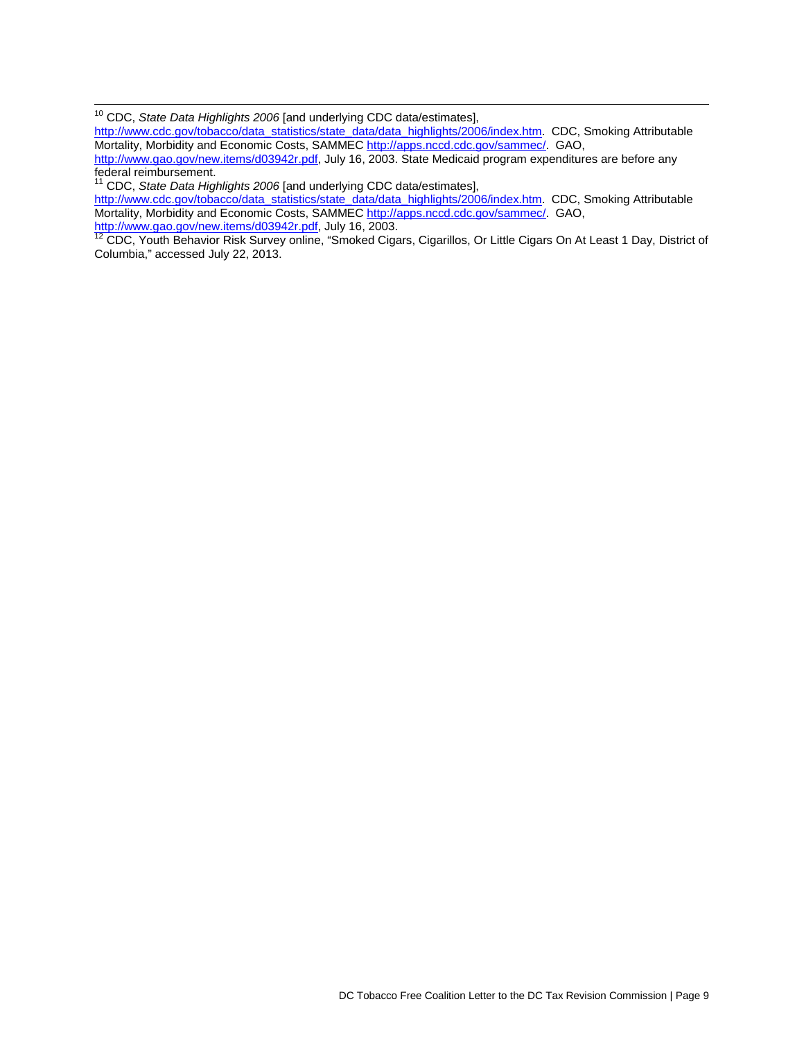[10] CDC, *State Data Highlights 2006* [and underlying CDC data/estimates], http://www.cdc.gov/tobacco/data_statistics/state_data/data_highlights/2006/index.htm. CDC, Smoking Attributable Mortality, Morbidity and Economic Costs, SAMMEC http://apps.nccd.cdc.gov/sammec/. GAO, http://www.gao.gov/new.items/d03942r.pdf, July 16, 2003. State Medicaid program expenditures are before any federal reimbursement.

[11] CDC, *State Data Highlights 2006* [and underlying CDC data/estimates], http://www.cdc.gov/tobacco/data_statistics/state_data/data_highlights/2006/index.htm. CDC, Smoking Attributable Mortality, Morbidity and Economic Costs, SAMMEC http://apps.nccd.cdc.gov/sammec/. GAO, http://www.gao.gov/new.items/d03942r.pdf, July 16, 2003.

[12] CDC, Youth Behavior Risk Survey online, "Smoked Cigars, Cigarillos, Or Little Cigars On At Least 1 Day, District of Columbia," accessed July 22, 2013.